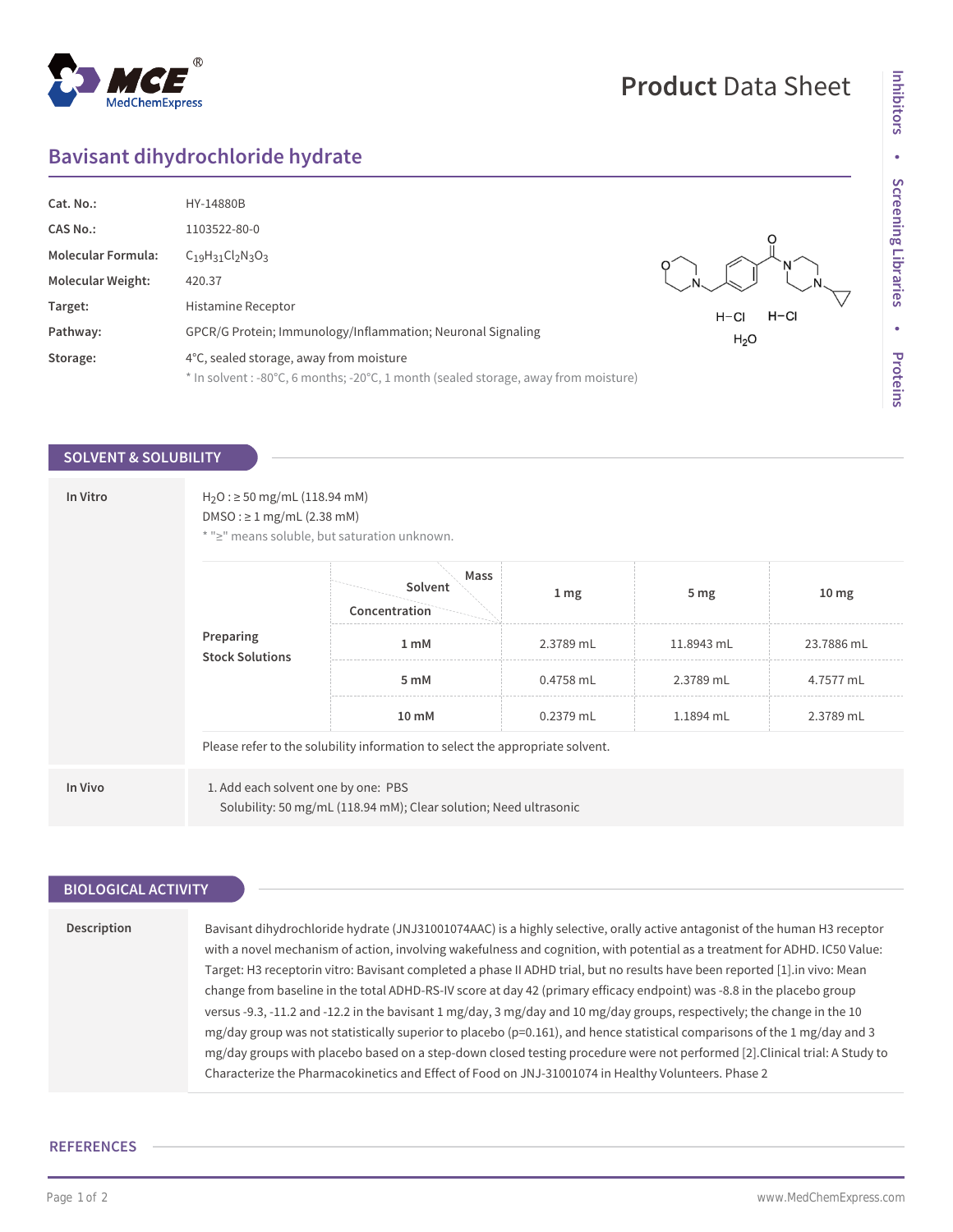# Product Data Sheet

## Bavisant dihydrochloride hydrate

| | |
|---|---|
| **Cat. No.:** | HY-14880B |
| **CAS No.:** | 1103522-80-0 |
| **Molecular Formula:** | $C_{19}H_{31}Cl_2N_3O_3$ |
| **Molecular Weight:** | 420.37 |
| **Target:** | Histamine Receptor |
| **Pathway:** | GPCR/G Protein; Immunology/Inflammation; Neuronal Signaling |
| **Storage:** | 4°C, sealed storage, away from moisture<br>* In solvent : -80°C, 6 months; -20°C, 1 month (sealed storage, away from moisture) |

## SOLVENT & SOLUBILITY

**In Vitro**

$H_2O$ : ≥ 50 mg/mL (118.94 mM)
DMSO : ≥ 1 mg/mL (2.38 mM)
* "≥" means soluble, but saturation unknown.

| Preparing Stock Solutions | Solvent Mass / Concentration | 1 mg | 5 mg | 10 mg |
|---|---|---|---|---|
| | 1 mM | 2.3789 mL | 11.8943 mL | 23.7886 mL |
| | 5 mM | 0.4758 mL | 2.3789 mL | 4.7577 mL |
| | 10 mM | 0.2379 mL | 1.1894 mL | 2.3789 mL |

Please refer to the solubility information to select the appropriate solvent.

**In Vivo**

1. Add each solvent one by one: PBS
 Solubility: 50 mg/mL (118.94 mM); Clear solution; Need ultrasonic

## BIOLOGICAL ACTIVITY

**Description**

Bavisant dihydrochloride hydrate (JNJ31001074AAC) is a highly selective, orally active antagonist of the human H3 receptor with a novel mechanism of action, involving wakefulness and cognition, with potential as a treatment for ADHD. IC50 Value: Target: H3 receptorin vitro: Bavisant completed a phase II ADHD trial, but no results have been reported [1].in vivo: Mean change from baseline in the total ADHD-RS-IV score at day 42 (primary efficacy endpoint) was -8.8 in the placebo group versus -9.3, -11.2 and -12.2 in the bavisant 1 mg/day, 3 mg/day and 10 mg/day groups, respectively; the change in the 10 mg/day group was not statistically superior to placebo (p=0.161), and hence statistical comparisons of the 1 mg/day and 3 mg/day groups with placebo based on a step-down closed testing procedure were not performed [2].Clinical trial: A Study to Characterize the Pharmacokinetics and Effect of Food on JNJ-31001074 in Healthy Volunteers. Phase 2

## REFERENCES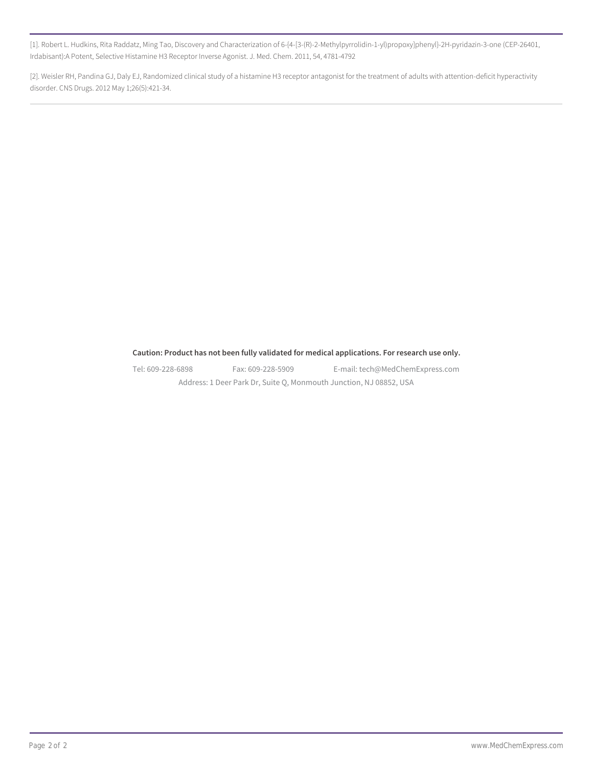[1]. Robert L. Hudkins, Rita Raddatz, Ming Tao, Discovery and Characterization of 6-{4-[3-(R)-2-Methylpyrrolidin-1-yl)propoxy]phenyl}-2H-pyridazin-3-one (CEP-26401, Irdabisant):A Potent, Selective Histamine H3 Receptor Inverse Agonist. J. Med. Chem. 2011, 54, 4781-4792

[2]. Weisler RH, Pandina GJ, Daly EJ, Randomized clinical study of a histamine H3 receptor antagonist for the treatment of adults with attention-deficit hyperactivity disorder. CNS Drugs. 2012 May 1;26(5):421-34.

**Caution: Product has not been fully validated for medical applications. For research use only.**

Tel: 609-228-6898 Fax: 609-228-5909 E-mail: tech@MedChemExpress.com

Address: 1 Deer Park Dr, Suite Q, Monmouth Junction, NJ 08852, USA